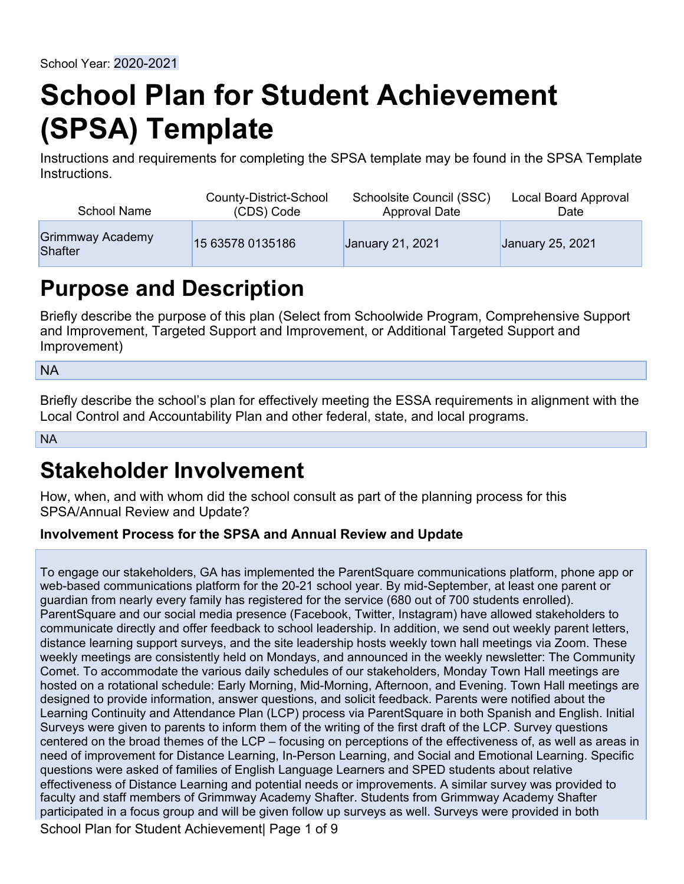School Year: 2020-2021

# School Plan for Student Achievement (SPSA) Template

Instructions and requirements for completing the SPSA template may be found in the SPSA Template Instructions.

| School Name | County-District-School (CDS) Code | Schoolsite Council (SSC) Approval Date | Local Board Approval Date |
| --- | --- | --- | --- |
| Grimmway Academy Shafter | 15 63578 0135186 | January 21, 2021 | January 25, 2021 |

## Purpose and Description

Briefly describe the purpose of this plan (Select from Schoolwide Program, Comprehensive Support and Improvement, Targeted Support and Improvement, or Additional Targeted Support and Improvement)

NA

Briefly describe the school's plan for effectively meeting the ESSA requirements in alignment with the Local Control and Accountability Plan and other federal, state, and local programs.

NA

## Stakeholder Involvement

How, when, and with whom did the school consult as part of the planning process for this SPSA/Annual Review and Update?

### Involvement Process for the SPSA and Annual Review and Update

To engage our stakeholders, GA has implemented the ParentSquare communications platform, phone app or web-based communications platform for the 20-21 school year. By mid-September, at least one parent or guardian from nearly every family has registered for the service (680 out of 700 students enrolled). ParentSquare and our social media presence (Facebook, Twitter, Instagram) have allowed stakeholders to communicate directly and offer feedback to school leadership. In addition, we send out weekly parent letters, distance learning support surveys, and the site leadership hosts weekly town hall meetings via Zoom. These weekly meetings are consistently held on Mondays, and announced in the weekly newsletter: The Community Comet. To accommodate the various daily schedules of our stakeholders, Monday Town Hall meetings are hosted on a rotational schedule: Early Morning, Mid-Morning, Afternoon, and Evening. Town Hall meetings are designed to provide information, answer questions, and solicit feedback. Parents were notified about the Learning Continuity and Attendance Plan (LCP) process via ParentSquare in both Spanish and English. Initial Surveys were given to parents to inform them of the writing of the first draft of the LCP. Survey questions centered on the broad themes of the LCP – focusing on perceptions of the effectiveness of, as well as areas in need of improvement for Distance Learning, In-Person Learning, and Social and Emotional Learning. Specific questions were asked of families of English Language Learners and SPED students about relative effectiveness of Distance Learning and potential needs or improvements. A similar survey was provided to faculty and staff members of Grimmway Academy Shafter. Students from Grimmway Academy Shafter participated in a focus group and will be given follow up surveys as well. Surveys were provided in both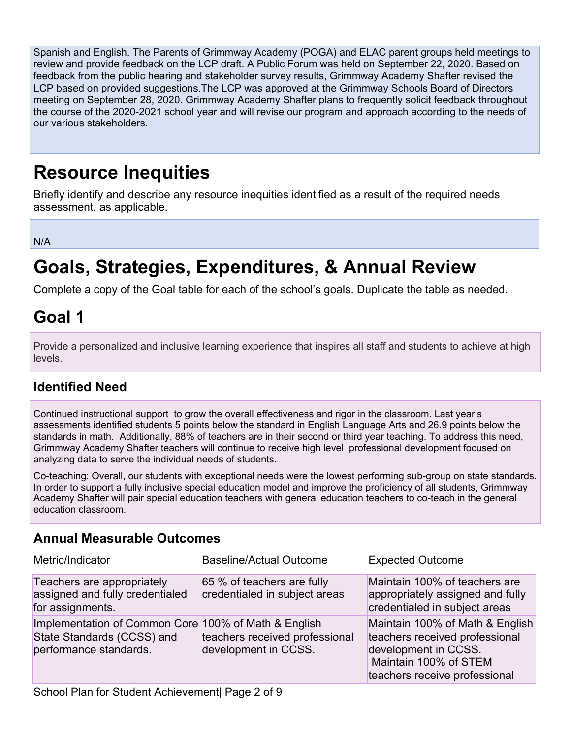Spanish and English. The Parents of Grimmway Academy (POGA) and ELAC parent groups held meetings to review and provide feedback on the LCP draft. A Public Forum was held on September 22, 2020. Based on feedback from the public hearing and stakeholder survey results, Grimmway Academy Shafter revised the LCP based on provided suggestions.The LCP was approved at the Grimmway Schools Board of Directors meeting on September 28, 2020. Grimmway Academy Shafter plans to frequently solicit feedback throughout the course of the 2020-2021 school year and will revise our program and approach according to the needs of our various stakeholders.

# Resource Inequities

Briefly identify and describe any resource inequities identified as a result of the required needs assessment, as applicable.

N/A

# Goals, Strategies, Expenditures, & Annual Review

Complete a copy of the Goal table for each of the school's goals. Duplicate the table as needed.

## Goal 1

Provide a personalized and inclusive learning experience that inspires all staff and students to achieve at high levels.

### Identified Need

Continued instructional support to grow the overall effectiveness and rigor in the classroom. Last year's assessments identified students 5 points below the standard in English Language Arts and 26.9 points below the standards in math. Additionally, 88% of teachers are in their second or third year teaching. To address this need, Grimmway Academy Shafter teachers will continue to receive high level professional development focused on analyzing data to serve the individual needs of students.

Co-teaching: Overall, our students with exceptional needs were the lowest performing sub-group on state standards. In order to support a fully inclusive special education model and improve the proficiency of all students, Grimmway Academy Shafter will pair special education teachers with general education teachers to co-teach in the general education classroom.

### Annual Measurable Outcomes

| Metric/Indicator | Baseline/Actual Outcome | Expected Outcome |
| --- | --- | --- |
| Teachers are appropriately assigned and fully credentialed for assignments. | 65 % of teachers are fully credentialed in subject areas | Maintain 100% of teachers are appropriately assigned and fully credentialed in subject areas |
| Implementation of Common Core State Standards (CCSS) and performance standards. | 100% of Math & English teachers received professional development in CCSS. | Maintain 100% of Math & English teachers received professional development in CCSS. Maintain 100% of STEM teachers receive professional |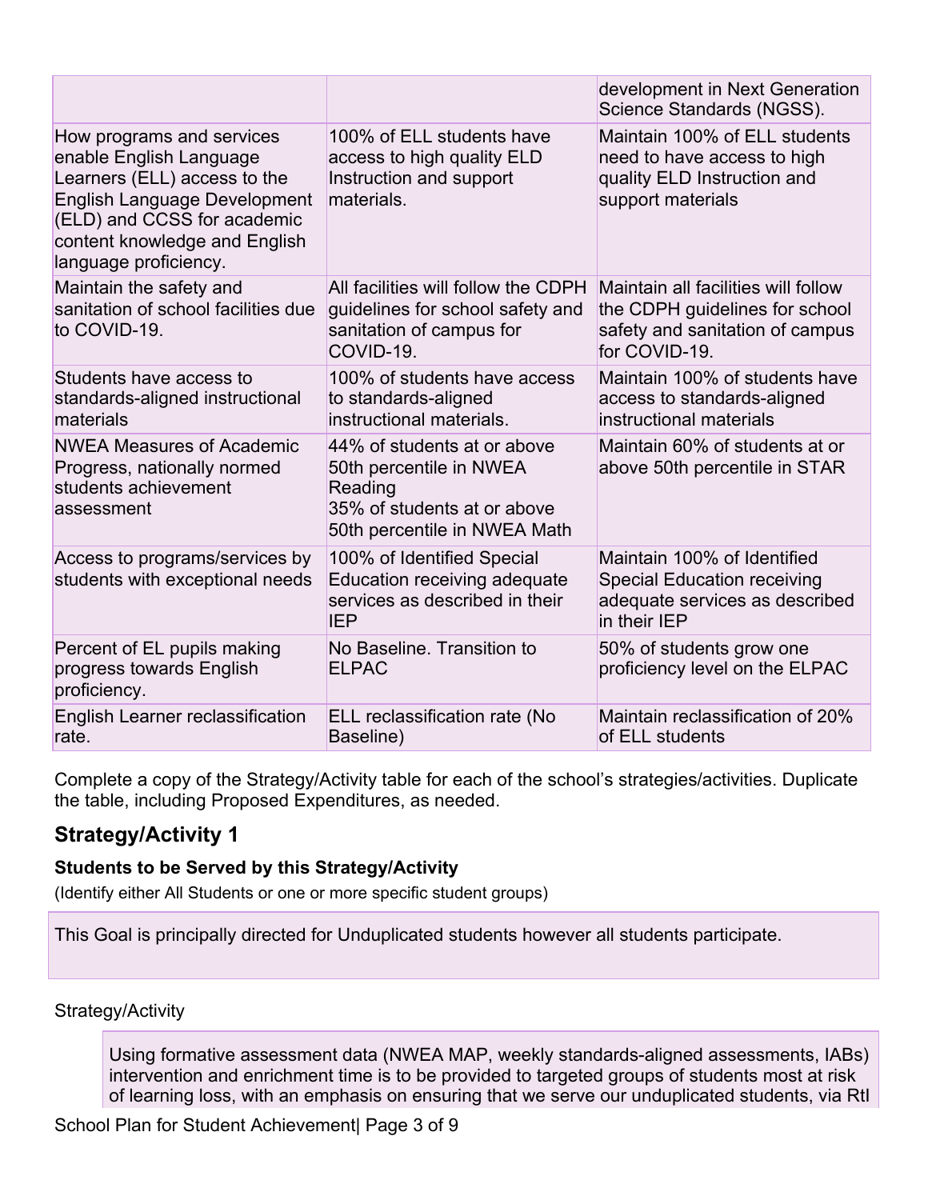|  |  |  |
|---|---|---|
|  |  | development in Next Generation Science Standards (NGSS). |
| How programs and services enable English Language Learners (ELL) access to the English Language Development (ELD) and CCSS for academic content knowledge and English language proficiency. | 100% of ELL students have access to high quality ELD Instruction and support materials. | Maintain 100% of ELL students need to have access to high quality ELD Instruction and support materials |
| Maintain the safety and sanitation of school facilities due to COVID-19. | All facilities will follow the CDPH guidelines for school safety and sanitation of campus for COVID-19. | Maintain all facilities will follow the CDPH guidelines for school safety and sanitation of campus for COVID-19. |
| Students have access to standards-aligned instructional materials | 100% of students have access to standards-aligned instructional materials. | Maintain 100% of students have access to standards-aligned instructional materials |
| NWEA Measures of Academic Progress, nationally normed students achievement assessment | 44% of students at or above 50th percentile in NWEA Reading<br>35% of students at or above 50th percentile in NWEA Math | Maintain 60% of students at or above 50th percentile in STAR |
| Access to programs/services by students with exceptional needs | 100% of Identified Special Education receiving adequate services as described in their IEP | Maintain 100% of Identified Special Education receiving adequate services as described in their IEP |
| Percent of EL pupils making progress towards English proficiency. | No Baseline. Transition to ELPAC | 50% of students grow one proficiency level on the ELPAC |
| English Learner reclassification rate. | ELL reclassification rate (No Baseline) | Maintain reclassification of 20% of ELL students |

Complete a copy of the Strategy/Activity table for each of the school's strategies/activities. Duplicate the table, including Proposed Expenditures, as needed.

## Strategy/Activity 1

### Students to be Served by this Strategy/Activity

(Identify either All Students or one or more specific student groups)

This Goal is principally directed for Unduplicated students however all students participate.

Strategy/Activity

Using formative assessment data (NWEA MAP, weekly standards-aligned assessments, IABs) intervention and enrichment time is to be provided to targeted groups of students most at risk of learning loss, with an emphasis on ensuring that we serve our unduplicated students, via RtI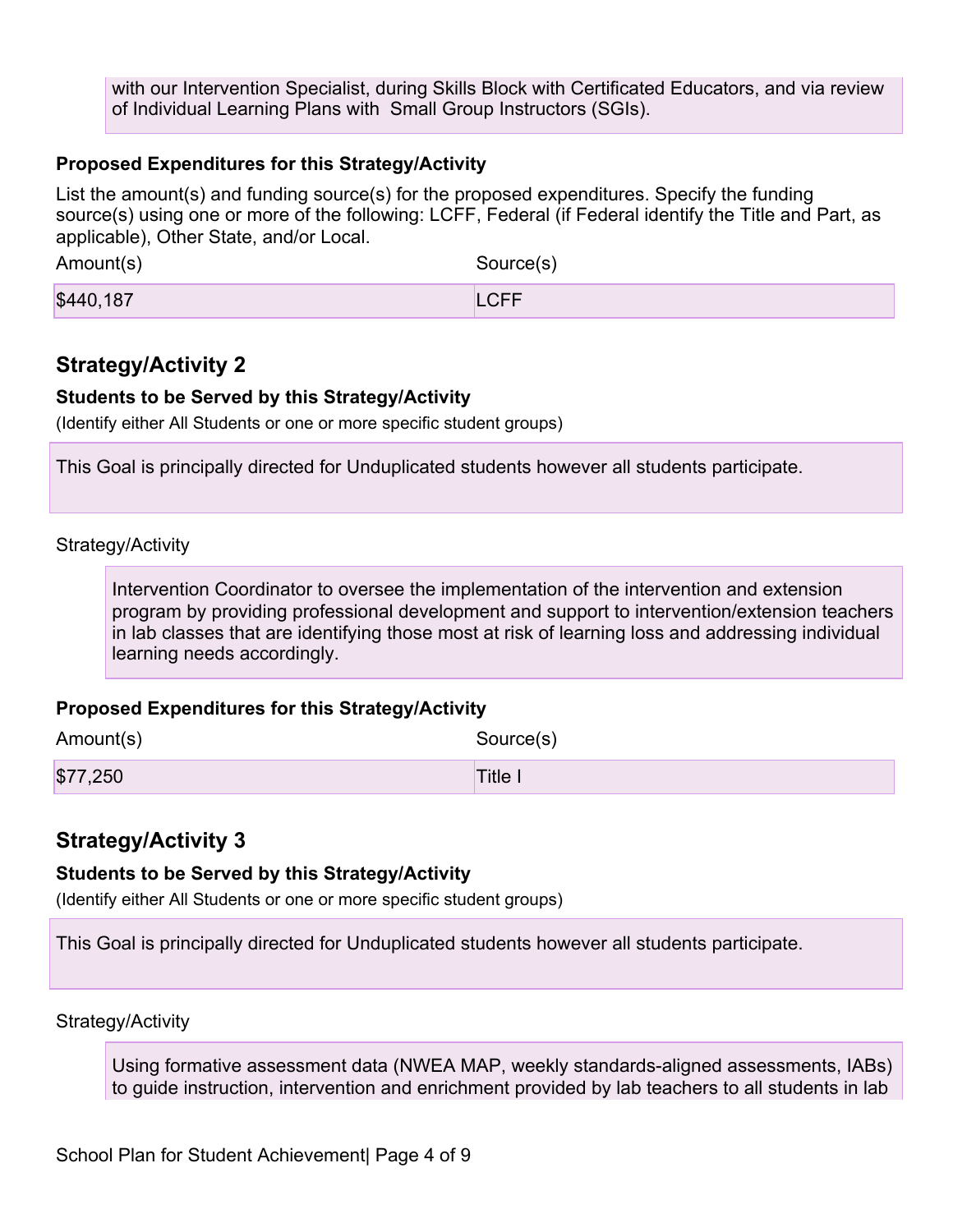with our Intervention Specialist, during Skills Block with Certificated Educators, and via review of Individual Learning Plans with  Small Group Instructors (SGIs).

### Proposed Expenditures for this Strategy/Activity

List the amount(s) and funding source(s) for the proposed expenditures. Specify the funding source(s) using one or more of the following: LCFF, Federal (if Federal identify the Title and Part, as applicable), Other State, and/or Local.

| Amount(s) | Source(s) |
|---|---|
| $440,187 | LCFF |

## Strategy/Activity 2

### Students to be Served by this Strategy/Activity

(Identify either All Students or one or more specific student groups)

This Goal is principally directed for Unduplicated students however all students participate.

Strategy/Activity

Intervention Coordinator to oversee the implementation of the intervention and extension program by providing professional development and support to intervention/extension teachers in lab classes that are identifying those most at risk of learning loss and addressing individual learning needs accordingly.

### Proposed Expenditures for this Strategy/Activity

| Amount(s) | Source(s) |
|---|---|
| $77,250 | Title I |

## Strategy/Activity 3

### Students to be Served by this Strategy/Activity

(Identify either All Students or one or more specific student groups)

This Goal is principally directed for Unduplicated students however all students participate.

Strategy/Activity

Using formative assessment data (NWEA MAP, weekly standards-aligned assessments, IABs) to guide instruction, intervention and enrichment provided by lab teachers to all students in lab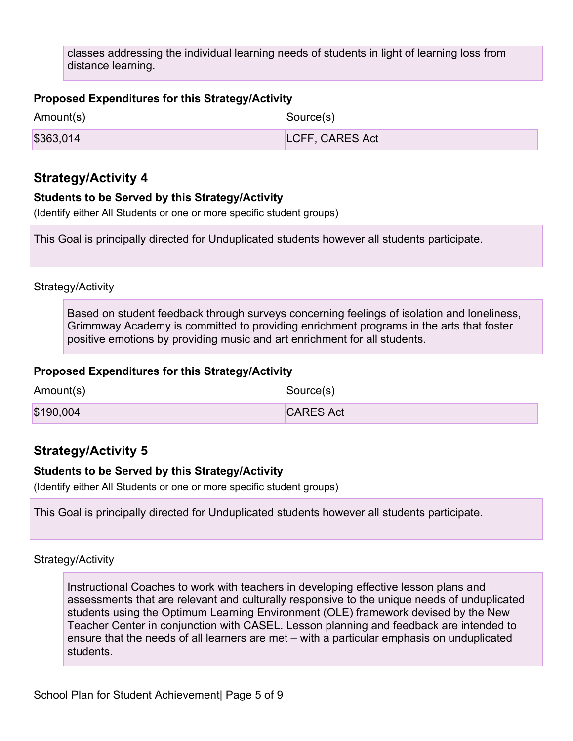classes addressing the individual learning needs of students in light of learning loss from distance learning.

**Proposed Expenditures for this Strategy/Activity**

| Amount(s) | Source(s) |
| --- | --- |
| $363,014 | LCFF, CARES Act |

## Strategy/Activity 4

**Students to be Served by this Strategy/Activity**

(Identify either All Students or one or more specific student groups)

This Goal is principally directed for Unduplicated students however all students participate.

Strategy/Activity

Based on student feedback through surveys concerning feelings of isolation and loneliness, Grimmway Academy is committed to providing enrichment programs in the arts that foster positive emotions by providing music and art enrichment for all students.

**Proposed Expenditures for this Strategy/Activity**

| Amount(s) | Source(s) |
| --- | --- |
| $190,004 | CARES Act |

## Strategy/Activity 5

**Students to be Served by this Strategy/Activity**

(Identify either All Students or one or more specific student groups)

This Goal is principally directed for Unduplicated students however all students participate.

Strategy/Activity

Instructional Coaches to work with teachers in developing effective lesson plans and assessments that are relevant and culturally responsive to the unique needs of unduplicated students using the Optimum Learning Environment (OLE) framework devised by the New Teacher Center in conjunction with CASEL. Lesson planning and feedback are intended to ensure that the needs of all learners are met – with a particular emphasis on unduplicated students.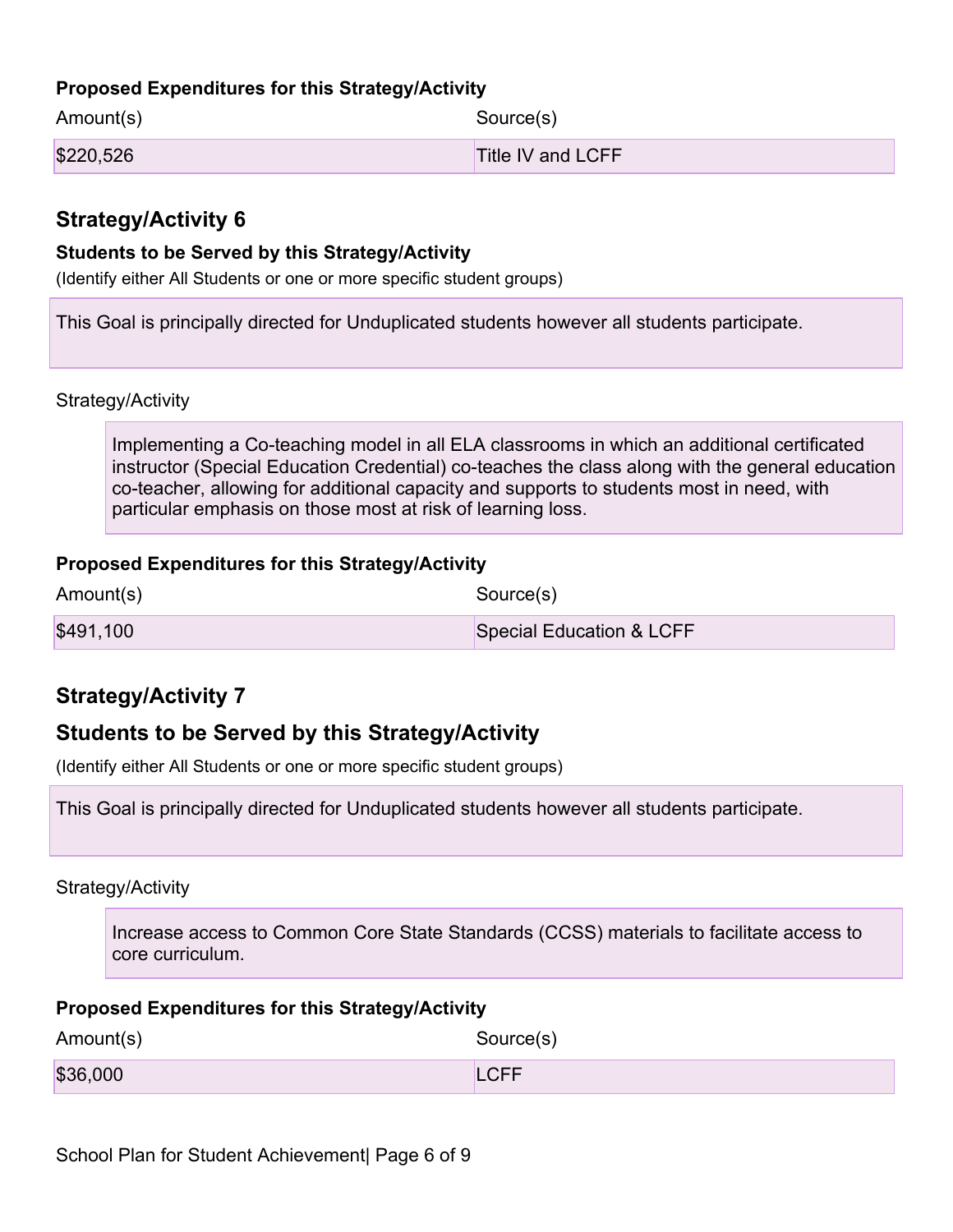### Proposed Expenditures for this Strategy/Activity

| Amount(s) | Source(s) |
| --- | --- |
| $220,526 | Title IV and LCFF |

## Strategy/Activity 6

### Students to be Served by this Strategy/Activity

(Identify either All Students or one or more specific student groups)

This Goal is principally directed for Unduplicated students however all students participate.

Strategy/Activity

Implementing a Co-teaching model in all ELA classrooms in which an additional certificated instructor (Special Education Credential) co-teaches the class along with the general education co-teacher, allowing for additional capacity and supports to students most in need, with particular emphasis on those most at risk of learning loss.

### Proposed Expenditures for this Strategy/Activity

| Amount(s) | Source(s) |
| --- | --- |
| $491,100 | Special Education & LCFF |

## Strategy/Activity 7

## Students to be Served by this Strategy/Activity

(Identify either All Students or one or more specific student groups)

This Goal is principally directed for Unduplicated students however all students participate.

Strategy/Activity

Increase access to Common Core State Standards (CCSS) materials to facilitate access to core curriculum.

### Proposed Expenditures for this Strategy/Activity

| Amount(s) | Source(s) |
| --- | --- |
| $36,000 | LCFF |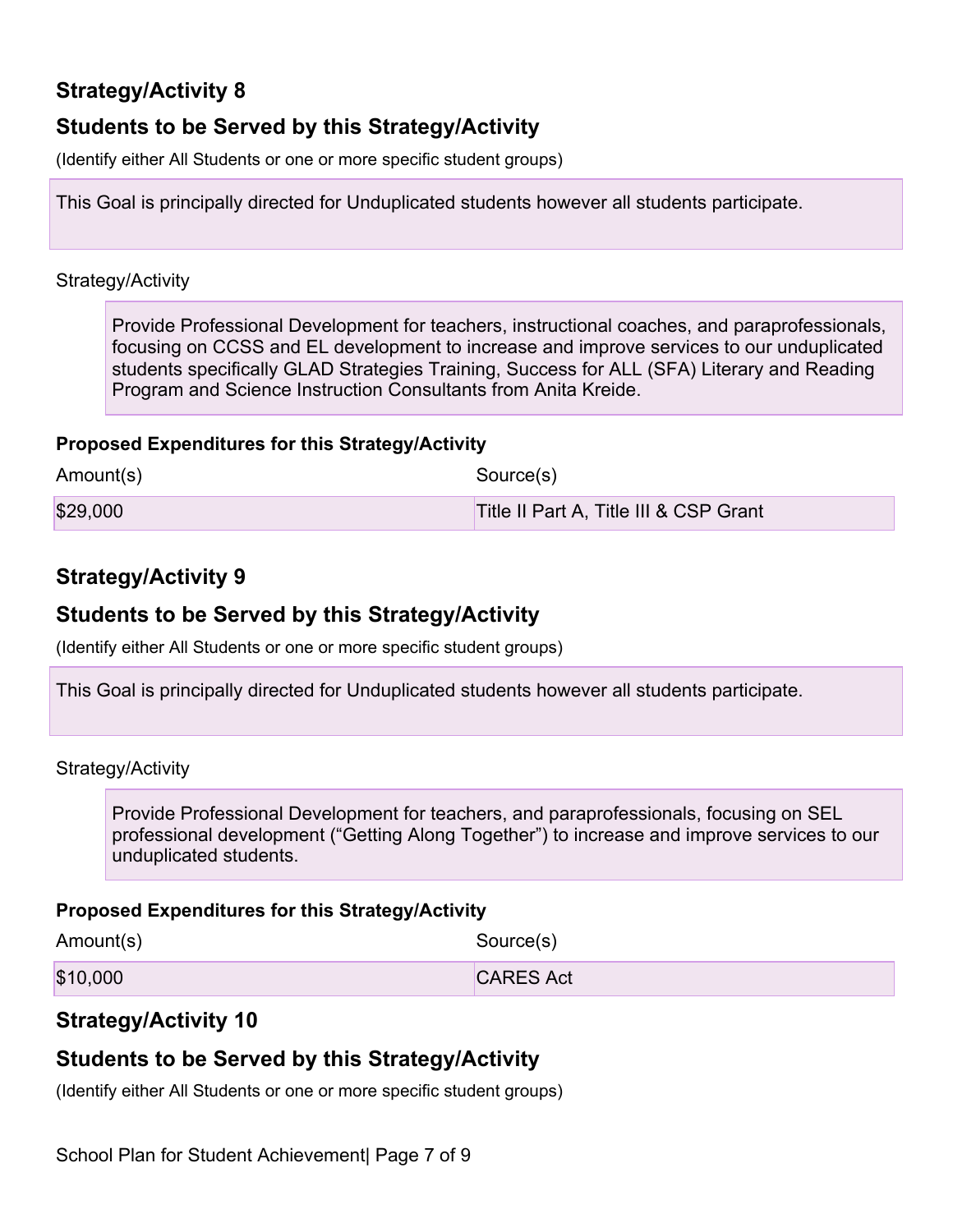## Strategy/Activity 8

## Students to be Served by this Strategy/Activity

(Identify either All Students or one or more specific student groups)

This Goal is principally directed for Unduplicated students however all students participate.

Strategy/Activity

Provide Professional Development for teachers, instructional coaches, and paraprofessionals, focusing on CCSS and EL development to increase and improve services to our unduplicated students specifically GLAD Strategies Training, Success for ALL (SFA) Literary and Reading Program and Science Instruction Consultants from Anita Kreide.

**Proposed Expenditures for this Strategy/Activity**

| Amount(s) | Source(s) |
| --- | --- |
| $29,000 | Title II Part A, Title III & CSP Grant |

## Strategy/Activity 9

## Students to be Served by this Strategy/Activity

(Identify either All Students or one or more specific student groups)

This Goal is principally directed for Unduplicated students however all students participate.

Strategy/Activity

Provide Professional Development for teachers, and paraprofessionals, focusing on SEL professional development ("Getting Along Together") to increase and improve services to our unduplicated students.

**Proposed Expenditures for this Strategy/Activity**

| Amount(s) | Source(s) |
| --- | --- |
| $10,000 | CARES Act |

## Strategy/Activity 10

## Students to be Served by this Strategy/Activity

(Identify either All Students or one or more specific student groups)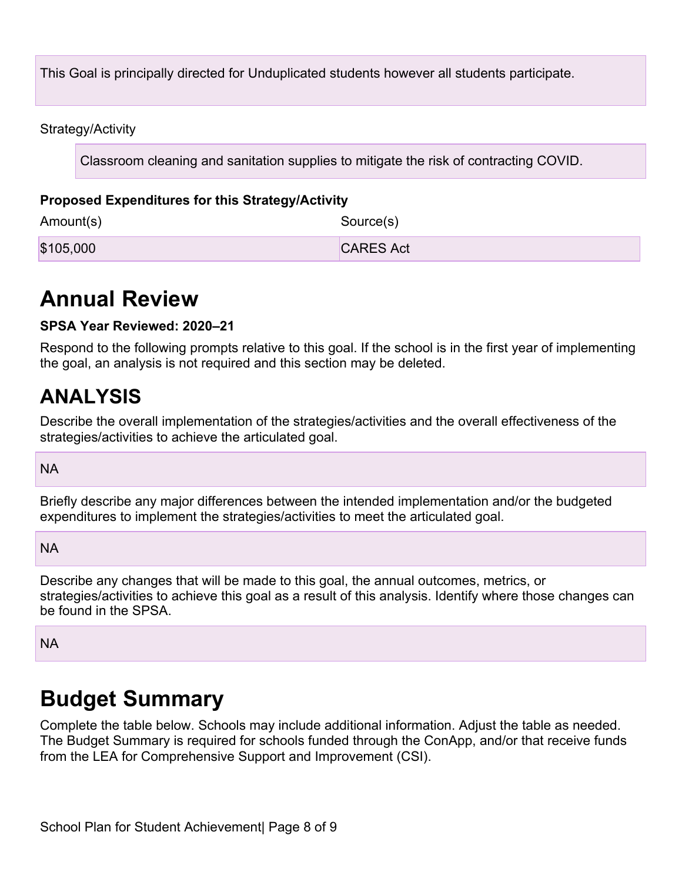This Goal is principally directed for Unduplicated students however all students participate.

Strategy/Activity

Classroom cleaning and sanitation supplies to mitigate the risk of contracting COVID.

**Proposed Expenditures for this Strategy/Activity**

| Amount(s) | Source(s) |
| --- | --- |
| $105,000 | CARES Act |

# Annual Review

**SPSA Year Reviewed: 2020–21**

Respond to the following prompts relative to this goal. If the school is in the first year of implementing the goal, an analysis is not required and this section may be deleted.

# ANALYSIS

Describe the overall implementation of the strategies/activities and the overall effectiveness of the strategies/activities to achieve the articulated goal.

NA

Briefly describe any major differences between the intended implementation and/or the budgeted expenditures to implement the strategies/activities to meet the articulated goal.

NA

Describe any changes that will be made to this goal, the annual outcomes, metrics, or strategies/activities to achieve this goal as a result of this analysis. Identify where those changes can be found in the SPSA.

NA

# Budget Summary

Complete the table below. Schools may include additional information. Adjust the table as needed. The Budget Summary is required for schools funded through the ConApp, and/or that receive funds from the LEA for Comprehensive Support and Improvement (CSI).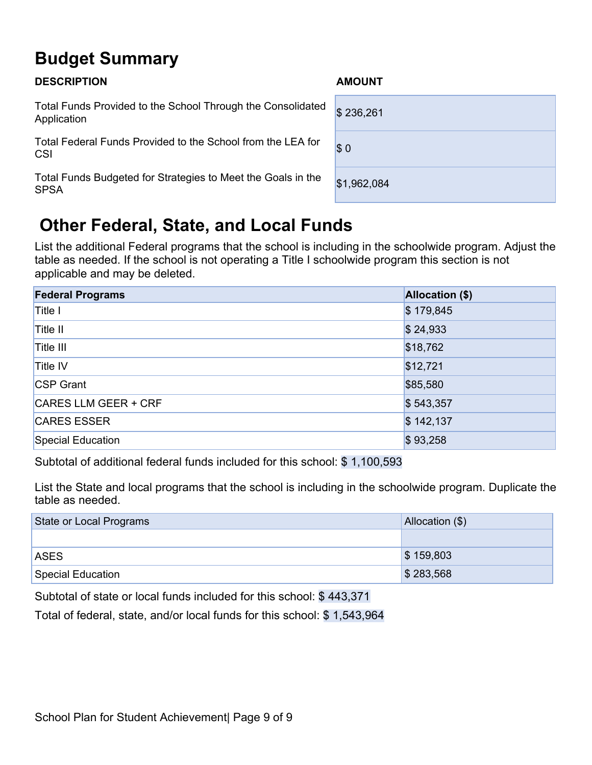## Budget Summary

| DESCRIPTION | AMOUNT |
| --- | --- |
| Total Funds Provided to the School Through the Consolidated Application | $ 236,261 |
| Total Federal Funds Provided to the School from the LEA for CSI | $ 0 |
| Total Funds Budgeted for Strategies to Meet the Goals in the SPSA | $1,962,084 |

## Other Federal, State, and Local Funds

List the additional Federal programs that the school is including in the schoolwide program. Adjust the table as needed. If the school is not operating a Title I schoolwide program this section is not applicable and may be deleted.

| Federal Programs | Allocation ($) |
| --- | --- |
| Title I | $ 179,845 |
| Title II | $ 24,933 |
| Title III | $18,762 |
| Title IV | $12,721 |
| CSP Grant | $85,580 |
| CARES LLM GEER + CRF | $ 543,357 |
| CARES ESSER | $ 142,137 |
| Special Education | $ 93,258 |

Subtotal of additional federal funds included for this school: $ 1,100,593

List the State and local programs that the school is including in the schoolwide program. Duplicate the table as needed.

| State or Local Programs | Allocation ($) |
| --- | --- |
| | |
| ASES | $ 159,803 |
| Special Education | $ 283,568 |

Subtotal of state or local funds included for this school: $ 443,371

Total of federal, state, and/or local funds for this school: $ 1,543,964